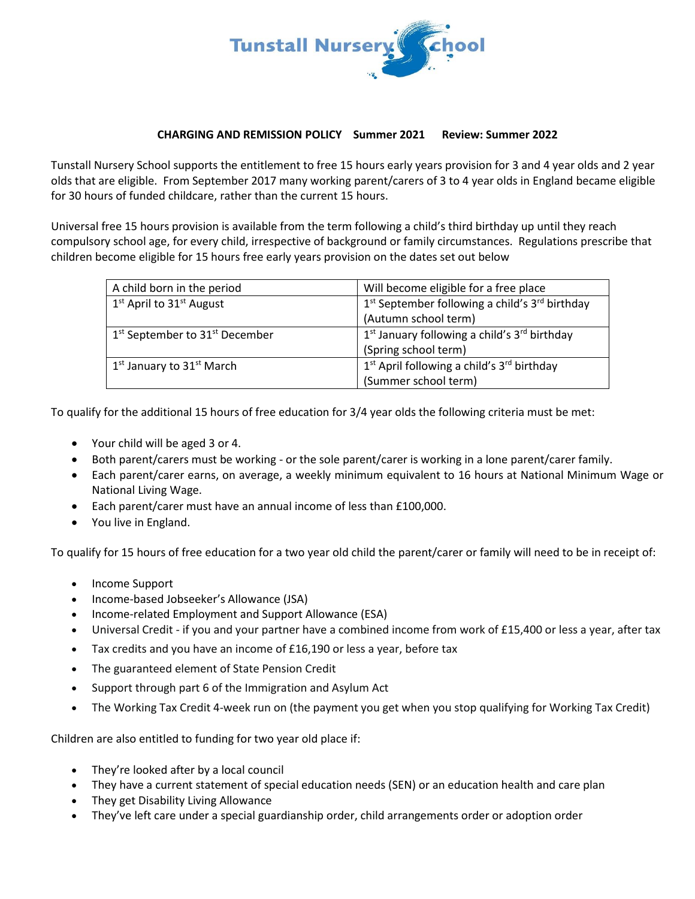# Tunstall Nursery School

**CHARGING AND REMISSION POLICY Summer 2021 Review: Summer 2022**

Tunstall Nursery School supports the entitlement to free 15 hours early years provision for 3 and 4 year olds and 2 year olds that are eligible. From September 2017 many working parent/carers of 3 to 4 year olds in England became eligible for 30 hours of funded childcare, rather than the current 15 hours.

Universal free 15 hours provision is available from the term following a child's third birthday up until they reach compulsory school age, for every child, irrespective of background or family circumstances. Regulations prescribe that children become eligible for 15 hours free early years provision on the dates set out below

| A child born in the period | Will become eligible for a free place |
| --- | --- |
| 1st April to 31st August | 1st September following a child's 3rd birthday (Autumn school term) |
| 1st September to 31st December | 1st January following a child's 3rd birthday (Spring school term) |
| 1st January to 31st March | 1st April following a child's 3rd birthday (Summer school term) |

To qualify for the additional 15 hours of free education for 3/4 year olds the following criteria must be met:

- Your child will be aged 3 or 4.
- Both parent/carers must be working - or the sole parent/carer is working in a lone parent/carer family.
- Each parent/carer earns, on average, a weekly minimum equivalent to 16 hours at National Minimum Wage or National Living Wage.
- Each parent/carer must have an annual income of less than £100,000.
- You live in England.

To qualify for 15 hours of free education for a two year old child the parent/carer or family will need to be in receipt of:

- Income Support
- Income-based Jobseeker's Allowance (JSA)
- Income-related Employment and Support Allowance (ESA)
- Universal Credit - if you and your partner have a combined income from work of £15,400 or less a year, after tax
- Tax credits and you have an income of £16,190 or less a year, before tax
- The guaranteed element of State Pension Credit
- Support through part 6 of the Immigration and Asylum Act
- The Working Tax Credit 4-week run on (the payment you get when you stop qualifying for Working Tax Credit)

Children are also entitled to funding for two year old place if:

- They're looked after by a local council
- They have a current statement of special education needs (SEN) or an education health and care plan
- They get Disability Living Allowance
- They've left care under a special guardianship order, child arrangements order or adoption order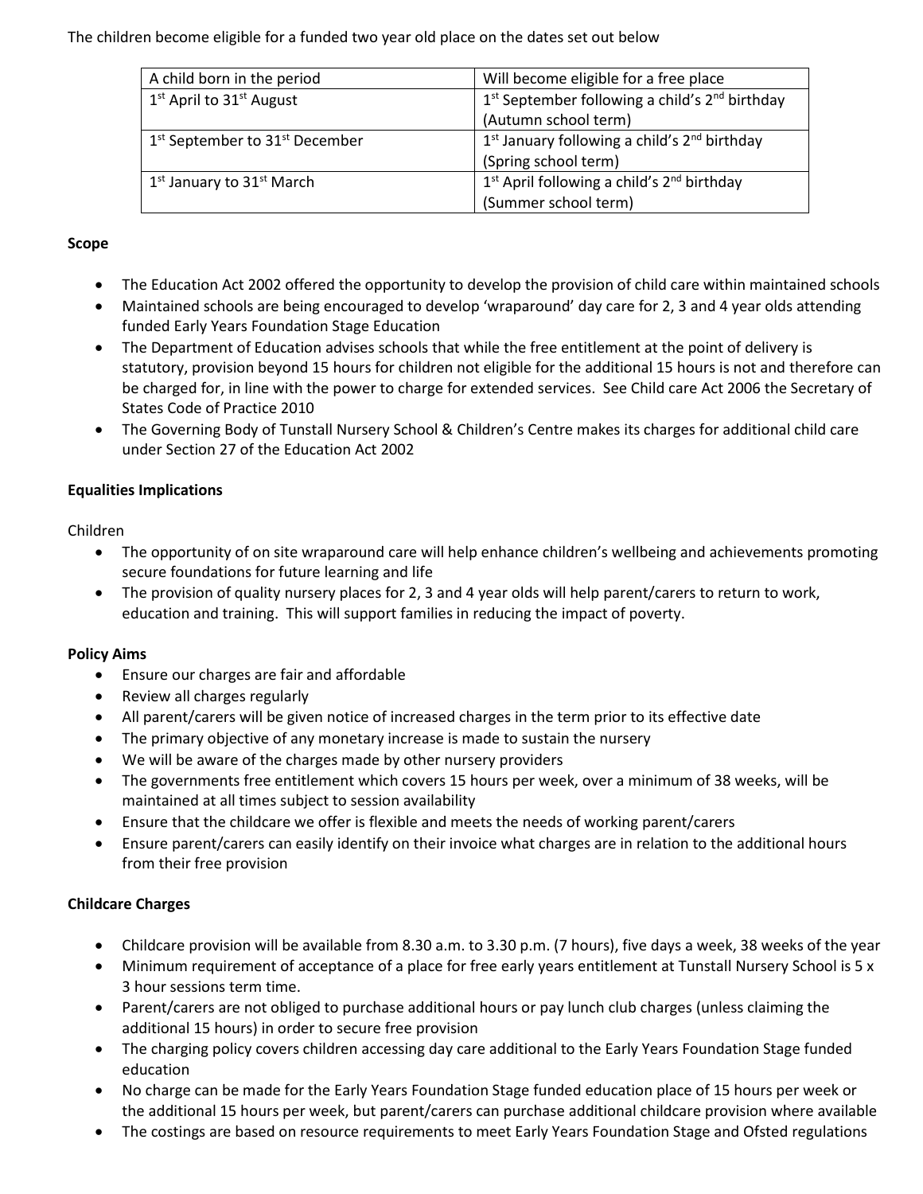The children become eligible for a funded two year old place on the dates set out below

| A child born in the period | Will become eligible for a free place |
|---|---|
| 1st April to 31st August | 1st September following a child's 2nd birthday (Autumn school term) |
| 1st September to 31st December | 1st January following a child's 2nd birthday (Spring school term) |
| 1st January to 31st March | 1st April following a child's 2nd birthday (Summer school term) |

**Scope**

- The Education Act 2002 offered the opportunity to develop the provision of child care within maintained schools
- Maintained schools are being encouraged to develop 'wraparound' day care for 2, 3 and 4 year olds attending funded Early Years Foundation Stage Education
- The Department of Education advises schools that while the free entitlement at the point of delivery is statutory, provision beyond 15 hours for children not eligible for the additional 15 hours is not and therefore can be charged for, in line with the power to charge for extended services. See Child care Act 2006 the Secretary of States Code of Practice 2010
- The Governing Body of Tunstall Nursery School & Children's Centre makes its charges for additional child care under Section 27 of the Education Act 2002

**Equalities Implications**

Children

- The opportunity of on site wraparound care will help enhance children's wellbeing and achievements promoting secure foundations for future learning and life
- The provision of quality nursery places for 2, 3 and 4 year olds will help parent/carers to return to work, education and training. This will support families in reducing the impact of poverty.

**Policy Aims**

- Ensure our charges are fair and affordable
- Review all charges regularly
- All parent/carers will be given notice of increased charges in the term prior to its effective date
- The primary objective of any monetary increase is made to sustain the nursery
- We will be aware of the charges made by other nursery providers
- The governments free entitlement which covers 15 hours per week, over a minimum of 38 weeks, will be maintained at all times subject to session availability
- Ensure that the childcare we offer is flexible and meets the needs of working parent/carers
- Ensure parent/carers can easily identify on their invoice what charges are in relation to the additional hours from their free provision

**Childcare Charges**

- Childcare provision will be available from 8.30 a.m. to 3.30 p.m. (7 hours), five days a week, 38 weeks of the year
- Minimum requirement of acceptance of a place for free early years entitlement at Tunstall Nursery School is 5 x 3 hour sessions term time.
- Parent/carers are not obliged to purchase additional hours or pay lunch club charges (unless claiming the additional 15 hours) in order to secure free provision
- The charging policy covers children accessing day care additional to the Early Years Foundation Stage funded education
- No charge can be made for the Early Years Foundation Stage funded education place of 15 hours per week or the additional 15 hours per week, but parent/carers can purchase additional childcare provision where available
- The costings are based on resource requirements to meet Early Years Foundation Stage and Ofsted regulations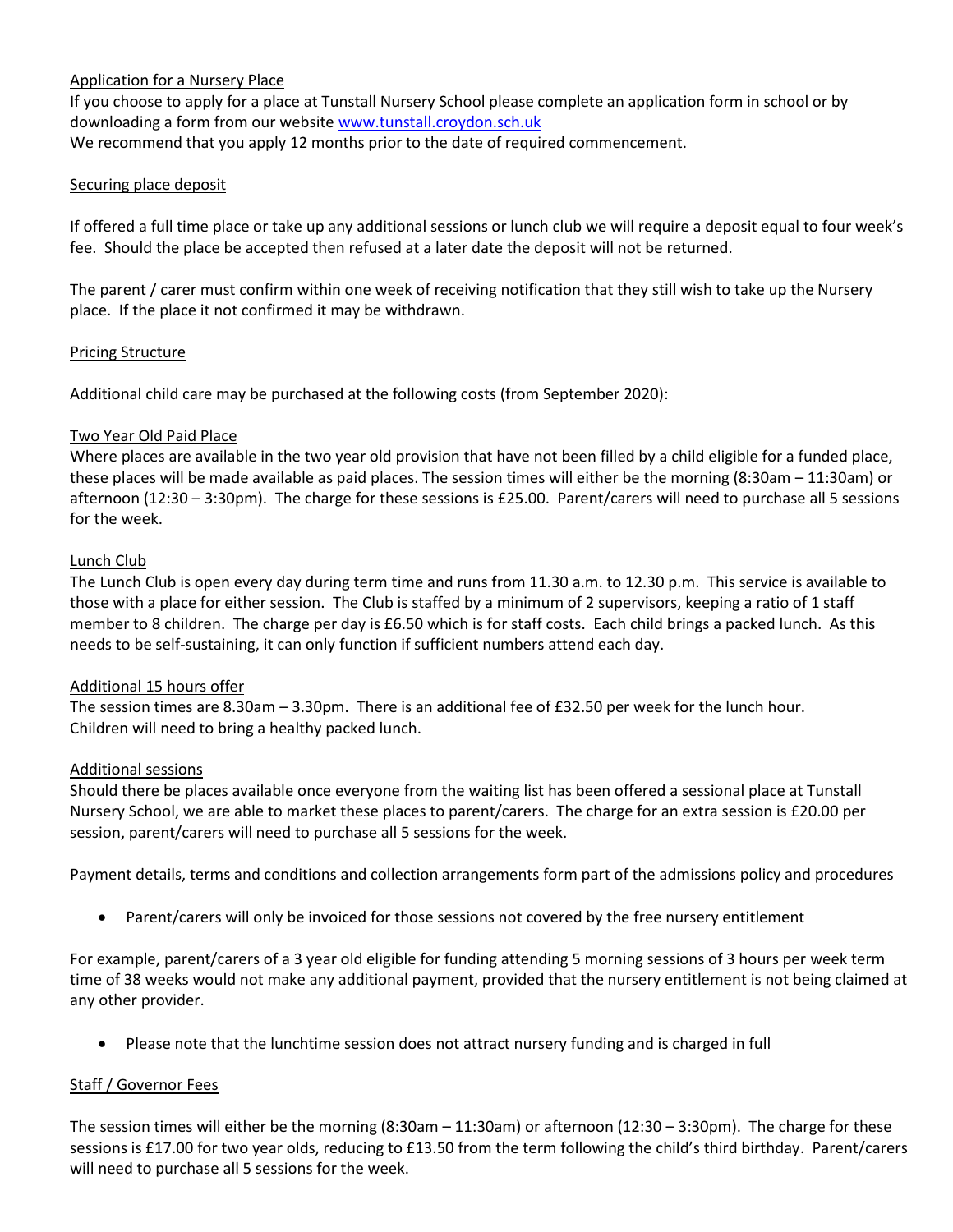## Application for a Nursery Place

If you choose to apply for a place at Tunstall Nursery School please complete an application form in school or by downloading a form from our website [www.tunstall.croydon.sch.uk](http://www.tunstall.croydon.sch.uk)

We recommend that you apply 12 months prior to the date of required commencement.

## Securing place deposit

If offered a full time place or take up any additional sessions or lunch club we will require a deposit equal to four week's fee. Should the place be accepted then refused at a later date the deposit will not be returned.

The parent / carer must confirm within one week of receiving notification that they still wish to take up the Nursery place. If the place it not confirmed it may be withdrawn.

## Pricing Structure

Additional child care may be purchased at the following costs (from September 2020):

### Two Year Old Paid Place

Where places are available in the two year old provision that have not been filled by a child eligible for a funded place, these places will be made available as paid places. The session times will either be the morning (8:30am – 11:30am) or afternoon (12:30 – 3:30pm). The charge for these sessions is £25.00. Parent/carers will need to purchase all 5 sessions for the week.

### Lunch Club

The Lunch Club is open every day during term time and runs from 11.30 a.m. to 12.30 p.m. This service is available to those with a place for either session. The Club is staffed by a minimum of 2 supervisors, keeping a ratio of 1 staff member to 8 children. The charge per day is £6.50 which is for staff costs. Each child brings a packed lunch. As this needs to be self-sustaining, it can only function if sufficient numbers attend each day.

### Additional 15 hours offer

The session times are 8.30am – 3.30pm. There is an additional fee of £32.50 per week for the lunch hour. Children will need to bring a healthy packed lunch.

### Additional sessions

Should there be places available once everyone from the waiting list has been offered a sessional place at Tunstall Nursery School, we are able to market these places to parent/carers. The charge for an extra session is £20.00 per session, parent/carers will need to purchase all 5 sessions for the week.

Payment details, terms and conditions and collection arrangements form part of the admissions policy and procedures

- Parent/carers will only be invoiced for those sessions not covered by the free nursery entitlement

For example, parent/carers of a 3 year old eligible for funding attending 5 morning sessions of 3 hours per week term time of 38 weeks would not make any additional payment, provided that the nursery entitlement is not being claimed at any other provider.

- Please note that the lunchtime session does not attract nursery funding and is charged in full

## Staff / Governor Fees

The session times will either be the morning (8:30am – 11:30am) or afternoon (12:30 – 3:30pm). The charge for these sessions is £17.00 for two year olds, reducing to £13.50 from the term following the child's third birthday. Parent/carers will need to purchase all 5 sessions for the week.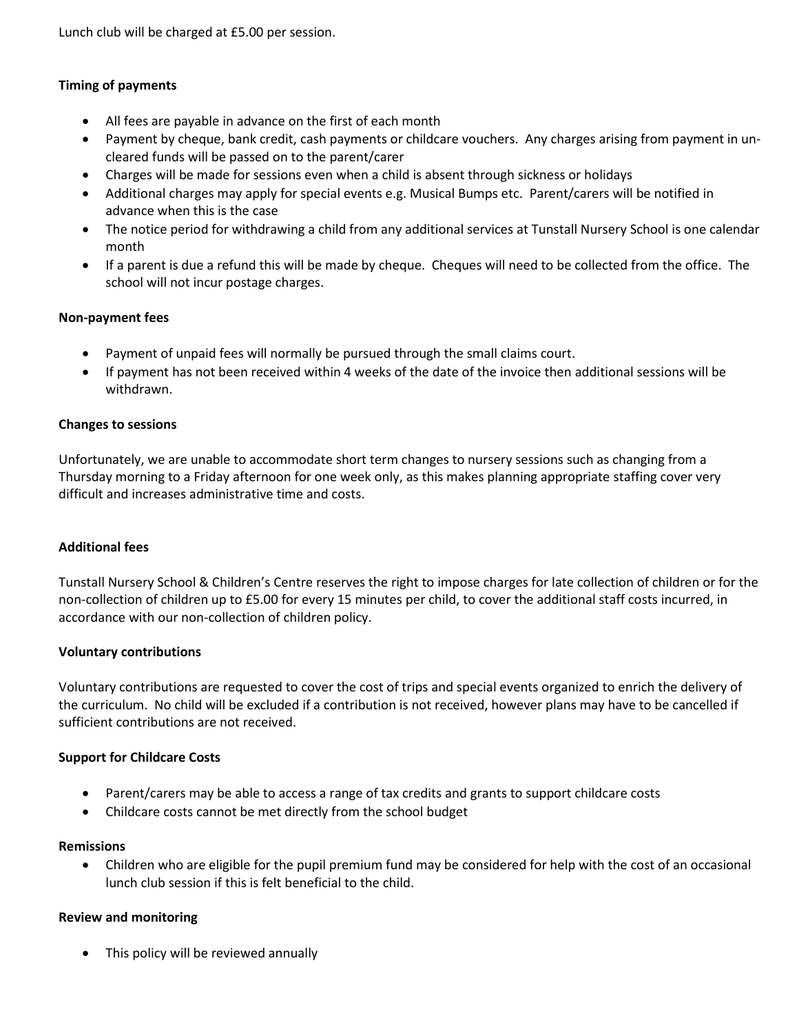Lunch club will be charged at £5.00 per session.

**Timing of payments**

- All fees are payable in advance on the first of each month
- Payment by cheque, bank credit, cash payments or childcare vouchers. Any charges arising from payment in un-cleared funds will be passed on to the parent/carer
- Charges will be made for sessions even when a child is absent through sickness or holidays
- Additional charges may apply for special events e.g. Musical Bumps etc. Parent/carers will be notified in advance when this is the case
- The notice period for withdrawing a child from any additional services at Tunstall Nursery School is one calendar month
- If a parent is due a refund this will be made by cheque. Cheques will need to be collected from the office. The school will not incur postage charges.

**Non-payment fees**

- Payment of unpaid fees will normally be pursued through the small claims court.
- If payment has not been received within 4 weeks of the date of the invoice then additional sessions will be withdrawn.

**Changes to sessions**

Unfortunately, we are unable to accommodate short term changes to nursery sessions such as changing from a Thursday morning to a Friday afternoon for one week only, as this makes planning appropriate staffing cover very difficult and increases administrative time and costs.

**Additional fees**

Tunstall Nursery School & Children's Centre reserves the right to impose charges for late collection of children or for the non-collection of children up to £5.00 for every 15 minutes per child, to cover the additional staff costs incurred, in accordance with our non-collection of children policy.

**Voluntary contributions**

Voluntary contributions are requested to cover the cost of trips and special events organized to enrich the delivery of the curriculum. No child will be excluded if a contribution is not received, however plans may have to be cancelled if sufficient contributions are not received.

**Support for Childcare Costs**

- Parent/carers may be able to access a range of tax credits and grants to support childcare costs
- Childcare costs cannot be met directly from the school budget

**Remissions**

- Children who are eligible for the pupil premium fund may be considered for help with the cost of an occasional lunch club session if this is felt beneficial to the child.

**Review and monitoring**

- This policy will be reviewed annually